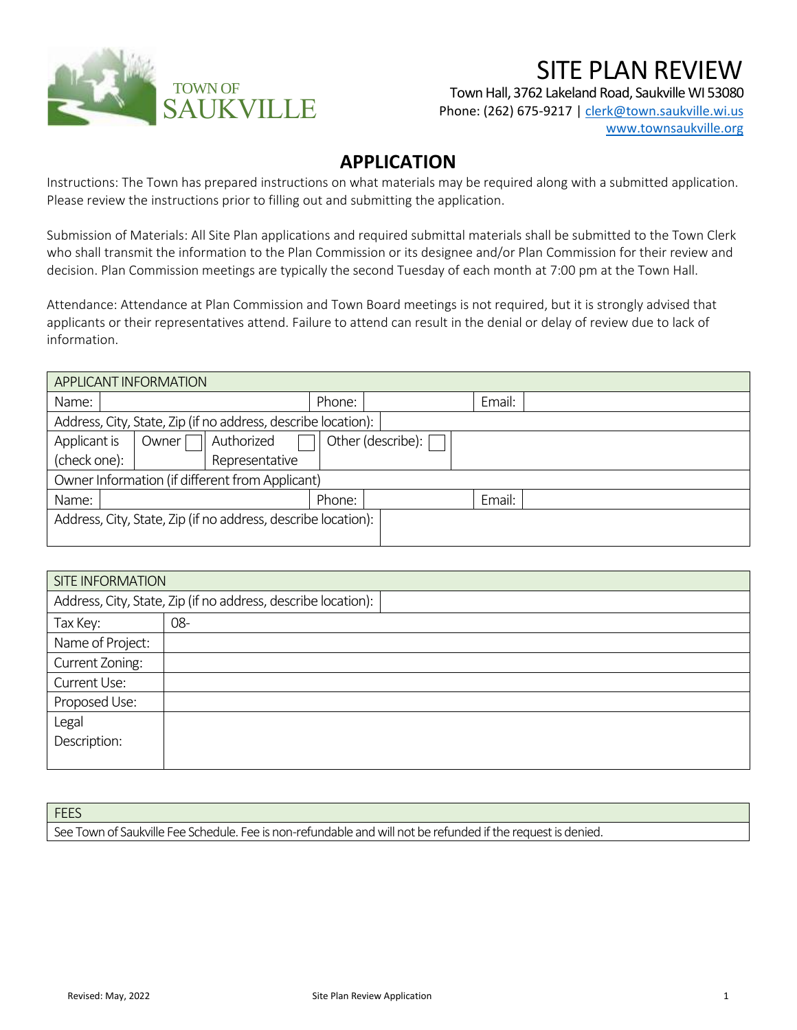TOWN OF SAUKVILLE

# SITE PLAN REVIEW

Town Hall, 3762 Lakeland Road, Saukville WI 53080
Phone: (262) 675-9217 | clerk@town.saukville.wi.us
www.townsaukville.org

## APPLICATION

Instructions: The Town has prepared instructions on what materials may be required along with a submitted application. Please review the instructions prior to filling out and submitting the application.

Submission of Materials: All Site Plan applications and required submittal materials shall be submitted to the Town Clerk who shall transmit the information to the Plan Commission or its designee and/or Plan Commission for their review and decision. Plan Commission meetings are typically the second Tuesday of each month at 7:00 pm at the Town Hall.

Attendance: Attendance at Plan Commission and Town Board meetings is not required, but it is strongly advised that applicants or their representatives attend. Failure to attend can result in the denial or delay of review due to lack of information.

| APPLICANT INFORMATION | | | | | |
|---|---|---|---|---|---|
| Name: | | Phone: | | Email: | |
| Address, City, State, Zip (if no address, describe location): | | | | | |
| Applicant is (check one): | Owner ☐ | Authorized Representative ☐ | Other (describe): ☐ | | |
| Owner Information (if different from Applicant) | | | | | |
| Name: | | Phone: | | Email: | |
| Address, City, State, Zip (if no address, describe location): | | | | | |

| SITE INFORMATION | |
|---|---|
| Address, City, State, Zip (if no address, describe location): | |
| Tax Key: | 08- |
| Name of Project: | |
| Current Zoning: | |
| Current Use: | |
| Proposed Use: | |
| Legal Description: | |

| FEES |
|---|
| See Town of Saukville Fee Schedule. Fee is non-refundable and will not be refunded if the request is denied. |

Revised: May, 2022 Site Plan Review Application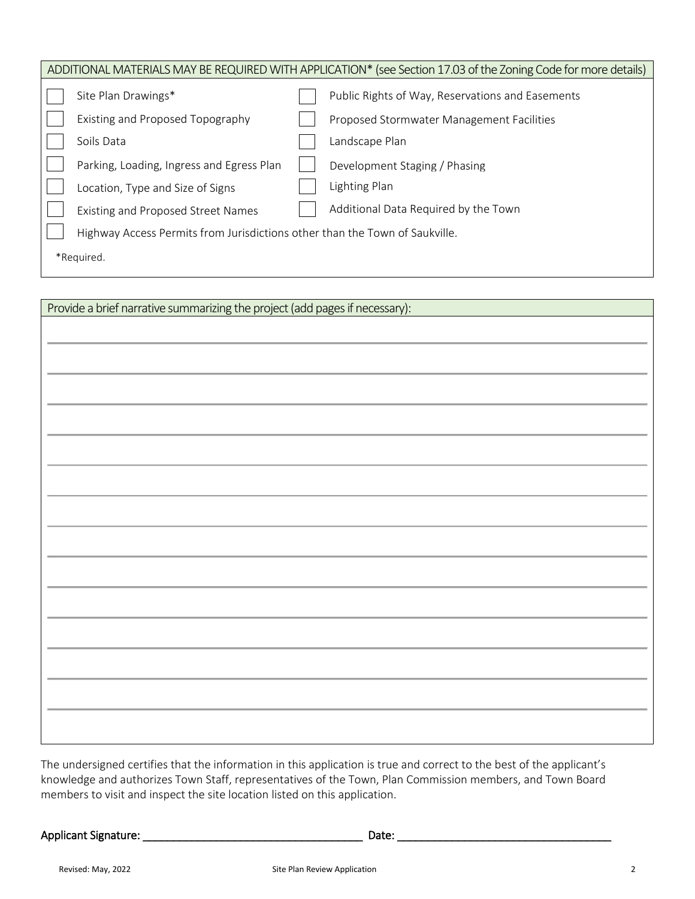## ADDITIONAL MATERIALS MAY BE REQUIRED WITH APPLICATION* (see Section 17.03 of the Zoning Code for more details)

- [ ] Site Plan Drawings*
- [ ] Existing and Proposed Topography
- [ ] Soils Data
- [ ] Parking, Loading, Ingress and Egress Plan
- [ ] Location, Type and Size of Signs
- [ ] Existing and Proposed Street Names
- [ ] Public Rights of Way, Reservations and Easements
- [ ] Proposed Stormwater Management Facilities
- [ ] Landscape Plan
- [ ] Development Staging / Phasing
- [ ] Lighting Plan
- [ ] Additional Data Required by the Town
- [ ] Highway Access Permits from Jurisdictions other than the Town of Saukville.

*Required.

## Provide a brief narrative summarizing the project (add pages if necessary):

______________________________________________________________________________

______________________________________________________________________________

______________________________________________________________________________

______________________________________________________________________________

______________________________________________________________________________

______________________________________________________________________________

______________________________________________________________________________

______________________________________________________________________________

______________________________________________________________________________

______________________________________________________________________________

______________________________________________________________________________

______________________________________________________________________________

______________________________________________________________________________

The undersigned certifies that the information in this application is true and correct to the best of the applicant's knowledge and authorizes Town Staff, representatives of the Town, Plan Commission members, and Town Board members to visit and inspect the site location listed on this application.

**Applicant Signature:** ____________________________________ **Date:** ____________________________________